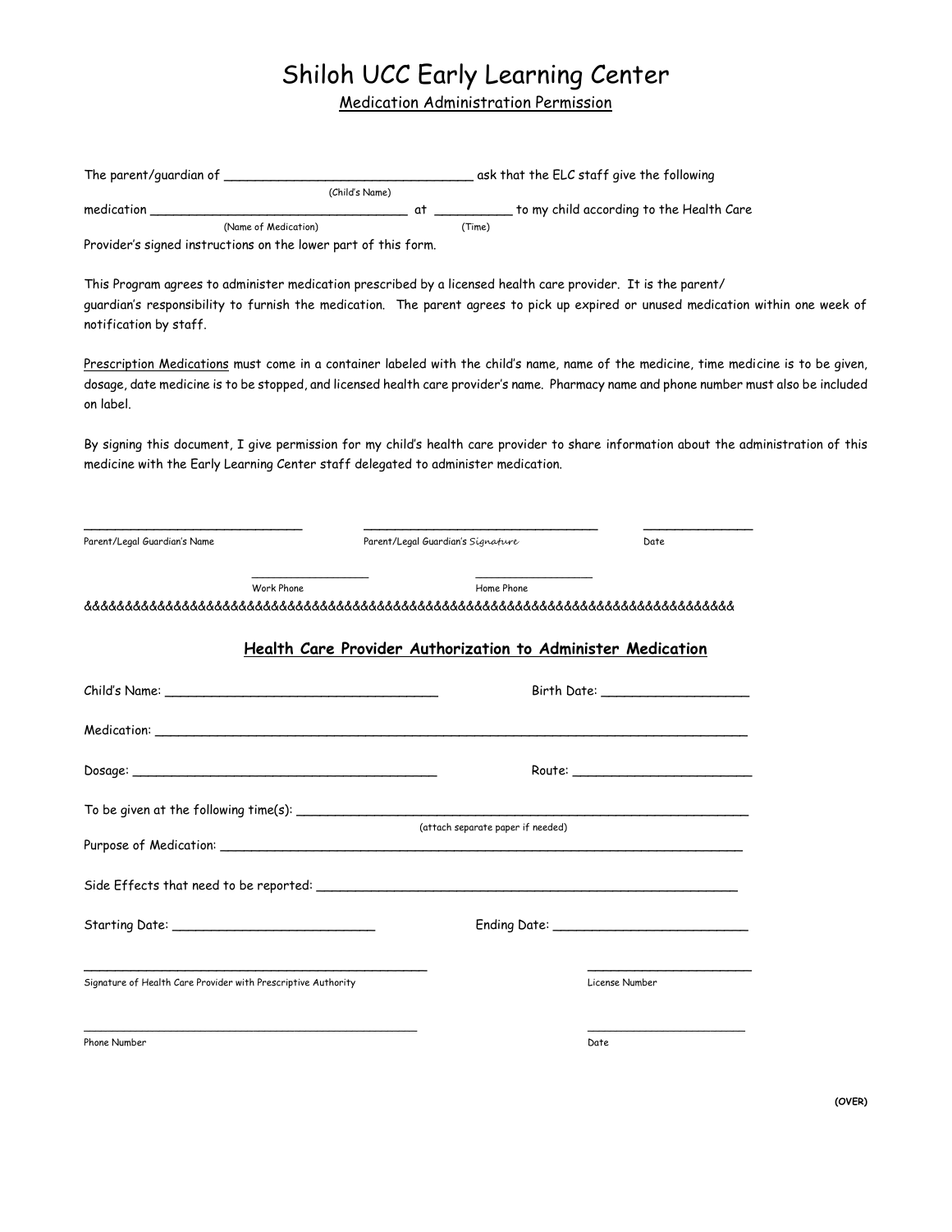# Shiloh UCC Early Learning Center

## Medication Administration Permission

The parent/guardian of ________________________________ ask that the ELC staff give the following
(Child's Name)

medication ________________________________ at __________ to my child according to the Health Care
(Name of Medication) (Time)

Provider's signed instructions on the lower part of this form.

This Program agrees to administer medication prescribed by a licensed health care provider. It is the parent/ guardian's responsibility to furnish the medication. The parent agrees to pick up expired or unused medication within one week of notification by staff.

Prescription Medications must come in a container labeled with the child's name, name of the medicine, time medicine is to be given, dosage, date medicine is to be stopped, and licensed health care provider's name. Pharmacy name and phone number must also be included on label.

By signing this document, I give permission for my child's health care provider to share information about the administration of this medicine with the Early Learning Center staff delegated to administer medication.

_____________________________ _______________________________ ______________
Parent/Legal Guardian's Name Parent/Legal Guardian's *Signature* Date

________________ ________________
Work Phone Home Phone

&&&&&&&&&&&&&&&&&&&&&&&&&&&&&&&&&&&&&&&&&&&&&&&&&&&&&&&&&&&&&&&&&&&&&&&&&&&&&&

## Health Care Provider Authorization to Administer Medication

Child's Name: __________________________________ Birth Date: ___________________

Medication: ___________________________________________________________________________

Dosage: ________________________________________ Route: ________________________

To be given at the following time(s): ______________________________________________________
(attach separate paper if needed)

Purpose of Medication: _____________________________________________________________________

Side Effects that need to be reported: _______________________________________________________

Starting Date: __________________________ Ending Date: _________________________

_______________________________________________ ______________________
Signature of Health Care Provider with Prescriptive Authority License Number

_______________________________________________ ______________________
Phone Number Date

(OVER)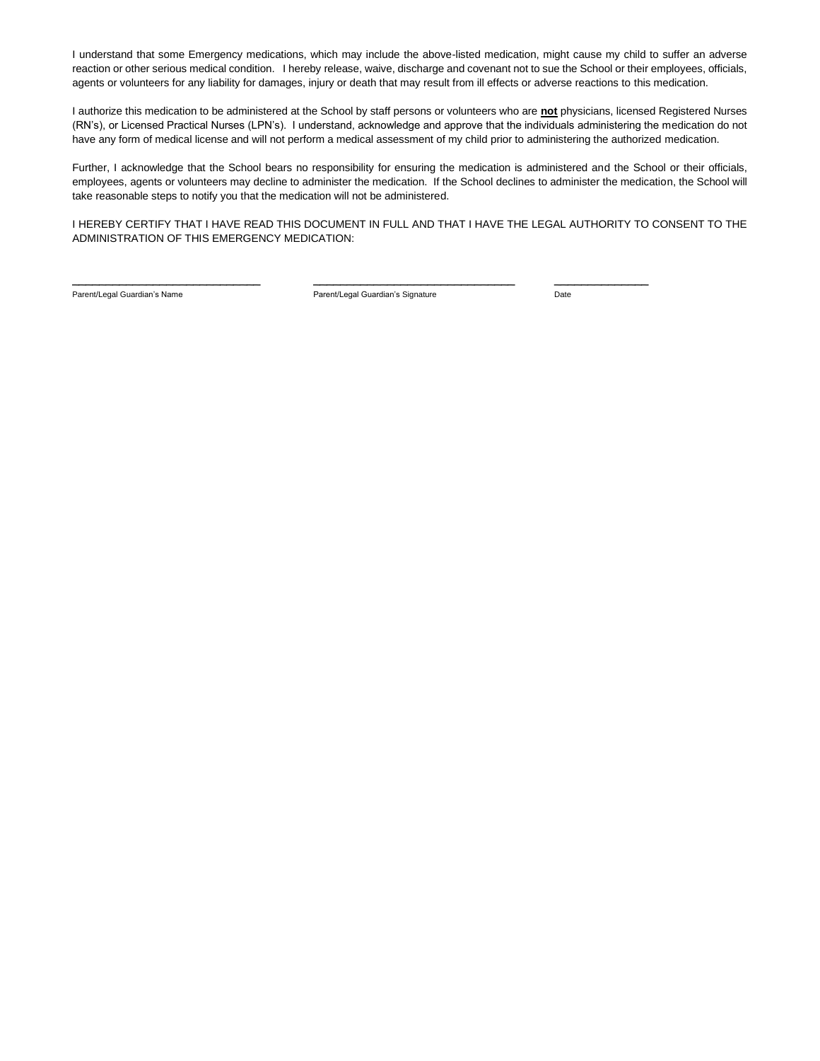I understand that some Emergency medications, which may include the above-listed medication, might cause my child to suffer an adverse reaction or other serious medical condition. I hereby release, waive, discharge and covenant not to sue the School or their employees, officials, agents or volunteers for any liability for damages, injury or death that may result from ill effects or adverse reactions to this medication.

I authorize this medication to be administered at the School by staff persons or volunteers who are **not** physicians, licensed Registered Nurses (RN's), or Licensed Practical Nurses (LPN's). I understand, acknowledge and approve that the individuals administering the medication do not have any form of medical license and will not perform a medical assessment of my child prior to administering the authorized medication.

Further, I acknowledge that the School bears no responsibility for ensuring the medication is administered and the School or their officials, employees, agents or volunteers may decline to administer the medication. If the School declines to administer the medication, the School will take reasonable steps to notify you that the medication will not be administered.

I HEREBY CERTIFY THAT I HAVE READ THIS DOCUMENT IN FULL AND THAT I HAVE THE LEGAL AUTHORITY TO CONSENT TO THE ADMINISTRATION OF THIS EMERGENCY MEDICATION:

| | | |
|---|---|---|
| ______________________________ | ________________________________ | _______________ |
| Parent/Legal Guardian's Name | Parent/Legal Guardian's Signature | Date |